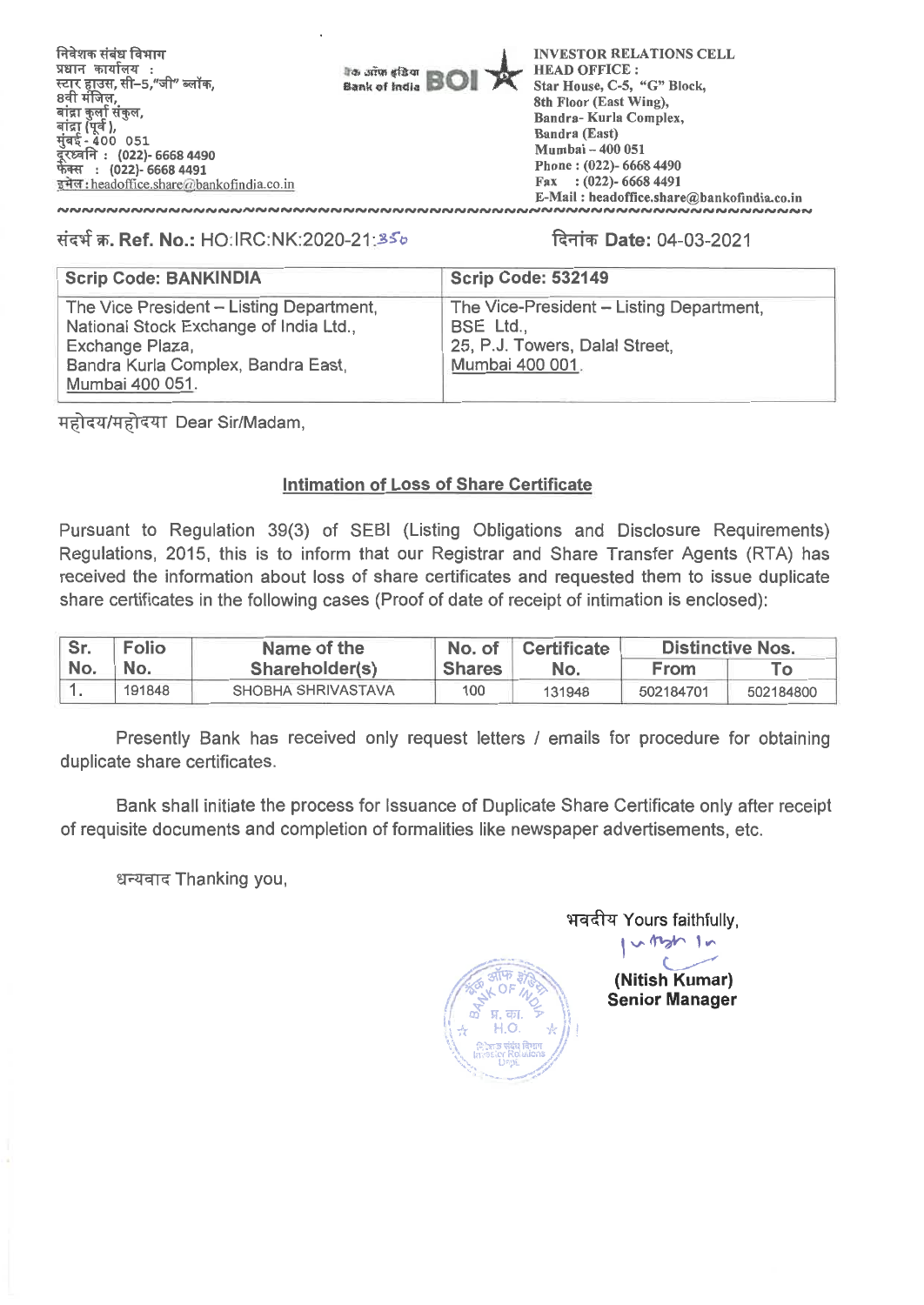निवेशक संबंध विभाग
प्रधान कार्यालय :
स्टार हाउस, सी–5,"जी" ब्लॉक,
8वी मंजिल,
बांद्रा कुर्ला संकुल,
बांद्रा (पूर्व ),
मुंबई - 400 051
दूरध्वनि : (022)- 6668 4490
फैक्स : (022)- 6668 4491
इमेल : headoffice.share@bankofindia.co.in

बैंक ऑफ इंडिया Bank of India BOI

INVESTOR RELATIONS CELL
HEAD OFFICE :
Star House, C-5, "G" Block,
8th Floor (East Wing),
Bandra- Kurla Complex,
Bandra (East)
Mumbai – 400 051
Phone : (022)- 6668 4490
Fax : (022)- 6668 4491
E-Mail : headoffice.share@bankofindia.co.in

संदर्भ क्र. **Ref. No.:** HO:IRC:NK:2020-21:356

दिनांक **Date:** 04-03-2021

| Scrip Code: BANKINDIA | Scrip Code: 532149 |
|---|---|
| The Vice President – Listing Department, National Stock Exchange of India Ltd., Exchange Plaza, Bandra Kurla Complex, Bandra East, Mumbai 400 051. | The Vice-President – Listing Department, BSE Ltd., 25, P.J. Towers, Dalal Street, Mumbai 400 001. |

महोदय/महोदया Dear Sir/Madam,

**Intimation of Loss of Share Certificate**

Pursuant to Regulation 39(3) of SEBI (Listing Obligations and Disclosure Requirements) Regulations, 2015, this is to inform that our Registrar and Share Transfer Agents (RTA) has received the information about loss of share certificates and requested them to issue duplicate share certificates in the following cases (Proof of date of receipt of intimation is enclosed):

| Sr. No. | Folio No. | Name of the Shareholder(s) | No. of Shares | Certificate No. | Distinctive Nos. | |
|---|---|---|---|---|---|---|
| | | | | | From | To |
| 1. | 191848 | SHOBHA SHRIVASTAVA | 100 | 131948 | 502184701 | 502184800 |

Presently Bank has received only request letters / emails for procedure for obtaining duplicate share certificates.

Bank shall initiate the process for Issuance of Duplicate Share Certificate only after receipt of requisite documents and completion of formalities like newspaper advertisements, etc.

धन्यवाद Thanking you,

भवदीय Yours faithfully,

**(Nitish Kumar)**
**Senior Manager**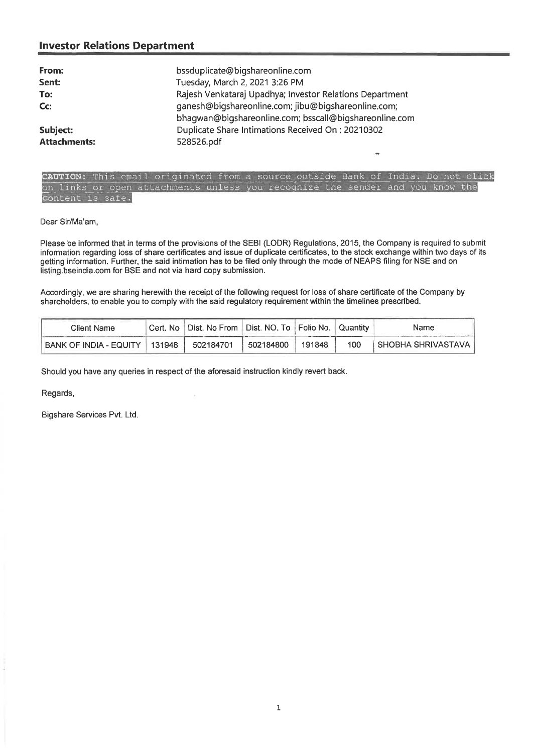## Investor Relations Department

| | |
|---|---|
| **From:** | bssduplicate@bigshareonline.com |
| **Sent:** | Tuesday, March 2, 2021 3:26 PM |
| **To:** | Rajesh Venkataraj Upadhya; Investor Relations Department |
| **Cc:** | ganesh@bigshareonline.com; jibu@bigshareonline.com; bhagwan@bigshareonline.com; bsscall@bigshareonline.com |
| **Subject:** | Duplicate Share Intimations Received On : 20210302 |
| **Attachments:** | 528526.pdf |

**CAUTION:** This email originated from a source outside Bank of India. Do not click on links or open attachments unless you recognize the sender and you know the content is safe.

Dear Sir/Ma'am,

Please be informed that in terms of the provisions of the SEBI (LODR) Regulations, 2015, the Company is required to submit information regarding loss of share certificates and issue of duplicate certificates, to the stock exchange within two days of its getting information. Further, the said intimation has to be filed only through the mode of NEAPS filing for NSE and on listing.bseindia.com for BSE and not via hard copy submission.

Accordingly, we are sharing herewith the receipt of the following request for loss of share certificate of the Company by shareholders, to enable you to comply with the said regulatory requirement within the timelines prescribed.

| Client Name | Cert. No | Dist. No From | Dist. NO. To | Folio No. | Quantity | Name |
|---|---|---|---|---|---|---|
| BANK OF INDIA - EQUITY | 131948 | 502184701 | 502184800 | 191848 | 100 | SHOBHA SHRIVASTAVA |

Should you have any queries in respect of the aforesaid instruction kindly revert back.

Regards,

Bigshare Services Pvt. Ltd.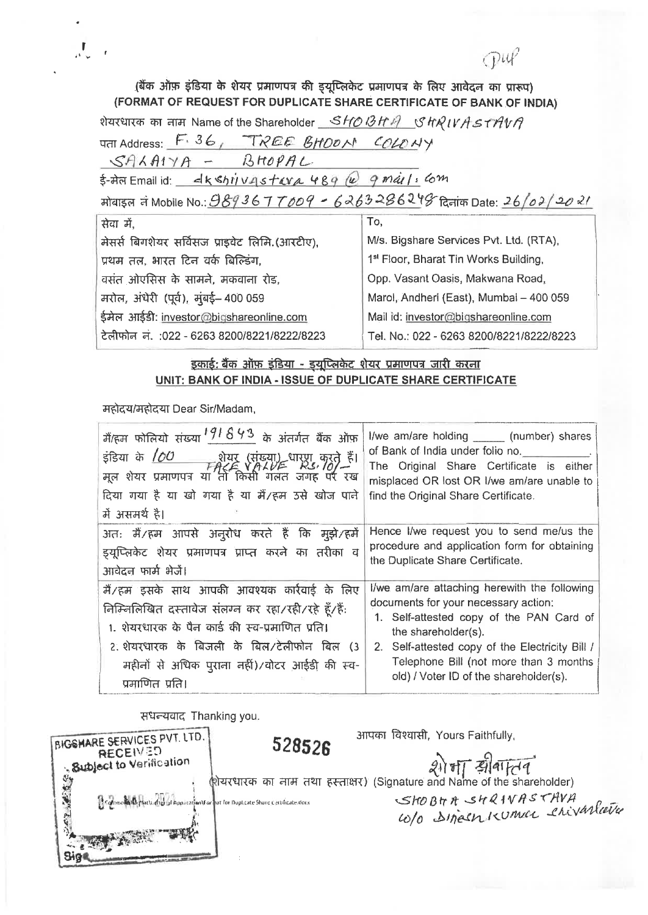Dup

(बैंक ऑफ़ इंडिया के शेयर प्रमाणपत्र की डुप्लिकेट प्रमाणपत्र के लिए आवेदन का प्रारूप)
**(FORMAT OF REQUEST FOR DUPLICATE SHARE CERTIFICATE OF BANK OF INDIA)**

शेयरधारक का नाम Name of the Shareholder SHOBHA SHRIVASTAVA

पता Address: F. 36, TREE BHOON COLONY
SALAIYA - BHOPAL

ई-मेल Email id: dkshrivastava489@gmail.com

मोबाइल नं Mobile No.: 9893677009 - 6263286248 दिनांक Date: 26/02/2021

| सेवा में, | To, |
|---|---|
| मेसर्स बिगशेयर सर्विसज प्राइवेट लिमि.(आरटीए), | M/s. Bigshare Services Pvt. Ltd. (RTA), |
| प्रथम तल, भारत टिन वर्क बिल्डिंग, | 1st Floor, Bharat Tin Works Building, |
| वसंत ओएसिस के सामने, मकवाना रोड, | Opp. Vasant Oasis, Makwana Road, |
| मरोल, अंधेरी (पूर्व), मुंबई– 400 059 | Marol, Andheri (East), Mumbai – 400 059 |
| ईमेल आईडी: investor@bigshareonline.com | Mail id: investor@bigshareonline.com |
| टेलीफोन नं. :022 - 6263 8200/8221/8222/8223 | Tel. No.: 022 - 6263 8200/8221/8222/8223 |

**इकाई: बैंक ऑफ़ इंडिया - डुप्लिकेट शेयर प्रमाणपत्र जारी करना**
**UNIT: BANK OF INDIA - ISSUE OF DUPLICATE SHARE CERTIFICATE**

महोदय/महोदया Dear Sir/Madam,

| | |
|---|---|
| मैं/हम फोलियो संख्या 191843 के अंतर्गत बैंक ऑफ इंडिया के 100 शेयर (संख्या) धारण करते हैं। FACE VALUE Rs. 10/- मूल शेयर प्रमाणपत्र या तो किसी गलत जगह पर रख दिया गया है या खो गया है या मैं/हम उसे खोज पाने में असमर्थ है। | I/we am/are holding ______ (number) shares of Bank of India under folio no.__________. The Original Share Certificate is either misplaced OR lost OR I/we am/are unable to find the Original Share Certificate. |
| अतः मैं/हम आपसे अनुरोध करते हैं कि मुझे/हमें डुप्लिकेट शेयर प्रमाणपत्र प्राप्त करने का तरीका व आवेदन फार्म भेजें। | Hence I/we request you to send me/us the procedure and application form for obtaining the Duplicate Share Certificate. |
| मैं/हम इसके साथ आपकी आवश्यक कार्रवाई के लिए निम्नलिखित दस्तावेज संलग्न कर रहा/रही/रहे हूँ/हैं:<br>1. शेयरधारक के पैन कार्ड की स्व-प्रमाणित प्रति।<br>2. शेयरधारक के बिजली के बिल/टेलीफोन बिल (3 महीनों से अधिक पुराना नहीं)/वोटर आईडी की स्व-प्रमाणित प्रति। | I/we am/are attaching herewith the following documents for your necessary action:<br>1. Self-attested copy of the PAN Card of the shareholder(s).<br>2. Self-attested copy of the Electricity Bill / Telephone Bill (not more than 3 months old) / Voter ID of the shareholder(s). |

सधन्यवाद Thanking you.

BIGSHARE SERVICES PVT. LTD.
RECEIVED
Subject to Verification

528526

आपका विश्वासी, Yours Faithfully,

शोभा श्रीवास्तव

(शेयरधारक का नाम तथा हस्ताक्षर) (Signature and Name of the shareholder)

SHOBHA SHRIVASTAVA
w/o Dinesh Kumar Shrivastava